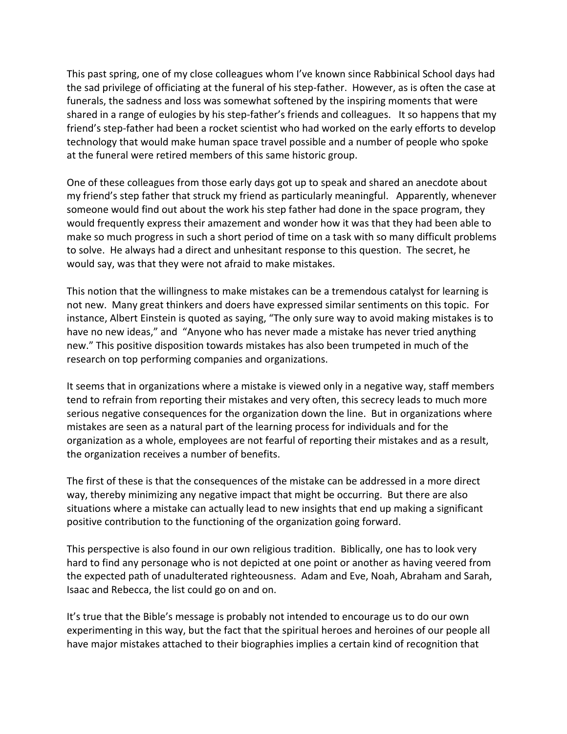This past spring, one of my close colleagues whom I've known since Rabbinical School days had the sad privilege of officiating at the funeral of his step-father. However, as is often the case at funerals, the sadness and loss was somewhat softened by the inspiring moments that were shared in a range of eulogies by his step-father's friends and colleagues. It so happens that my friend's step-father had been a rocket scientist who had worked on the early efforts to develop technology that would make human space travel possible and a number of people who spoke at the funeral were retired members of this same historic group.

One of these colleagues from those early days got up to speak and shared an anecdote about my friend's step father that struck my friend as particularly meaningful. Apparently, whenever someone would find out about the work his step father had done in the space program, they would frequently express their amazement and wonder how it was that they had been able to make so much progress in such a short period of time on a task with so many difficult problems to solve. He always had a direct and unhesitant response to this question. The secret, he would say, was that they were not afraid to make mistakes.

This notion that the willingness to make mistakes can be a tremendous catalyst for learning is not new. Many great thinkers and doers have expressed similar sentiments on this topic. For instance, Albert Einstein is quoted as saying, "The only sure way to avoid making mistakes is to have no new ideas," and "Anyone who has never made a mistake has never tried anything new." This positive disposition towards mistakes has also been trumpeted in much of the research on top performing companies and organizations.

It seems that in organizations where a mistake is viewed only in a negative way, staff members tend to refrain from reporting their mistakes and very often, this secrecy leads to much more serious negative consequences for the organization down the line. But in organizations where mistakes are seen as a natural part of the learning process for individuals and for the organization as a whole, employees are not fearful of reporting their mistakes and as a result, the organization receives a number of benefits.

The first of these is that the consequences of the mistake can be addressed in a more direct way, thereby minimizing any negative impact that might be occurring. But there are also situations where a mistake can actually lead to new insights that end up making a significant positive contribution to the functioning of the organization going forward.

This perspective is also found in our own religious tradition. Biblically, one has to look very hard to find any personage who is not depicted at one point or another as having veered from the expected path of unadulterated righteousness. Adam and Eve, Noah, Abraham and Sarah, Isaac and Rebecca, the list could go on and on.

It's true that the Bible's message is probably not intended to encourage us to do our own experimenting in this way, but the fact that the spiritual heroes and heroines of our people all have major mistakes attached to their biographies implies a certain kind of recognition that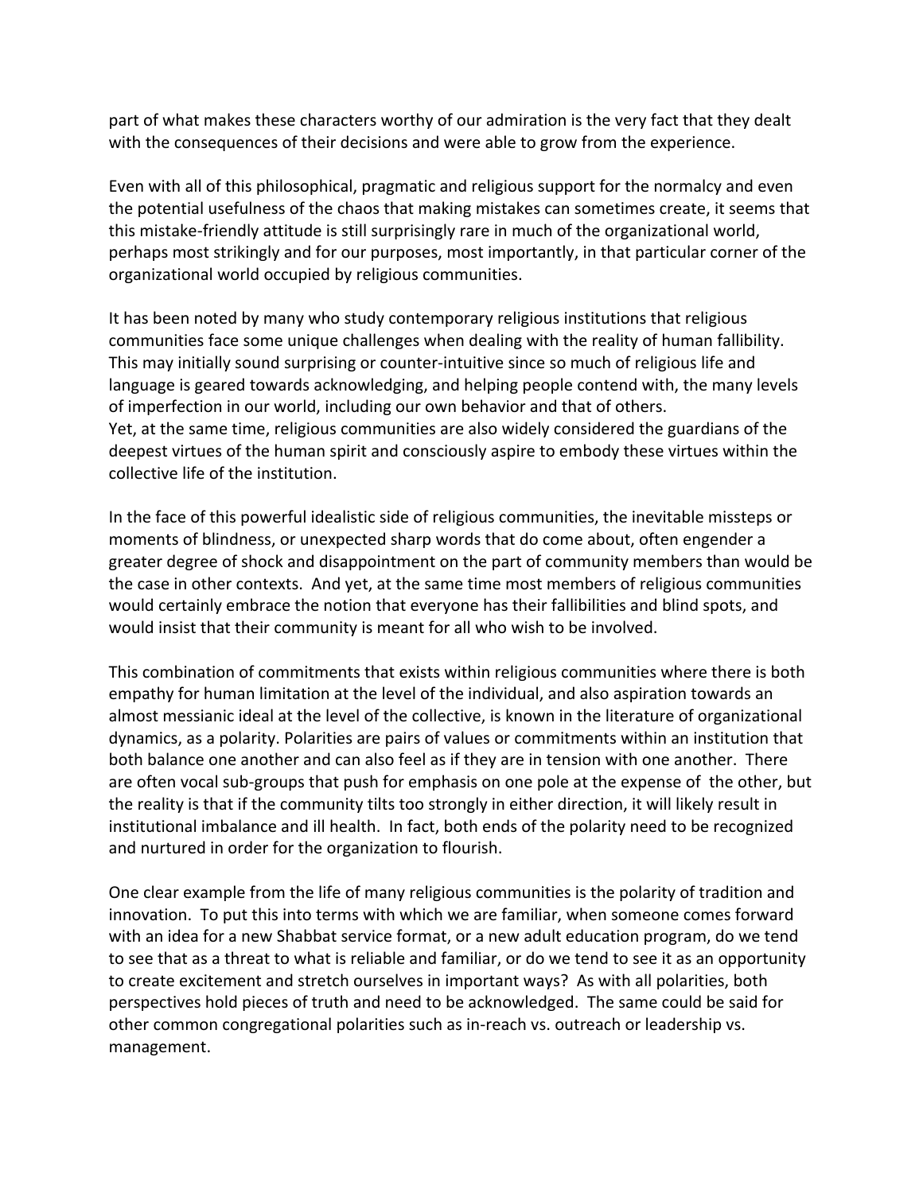part of what makes these characters worthy of our admiration is the very fact that they dealt with the consequences of their decisions and were able to grow from the experience.

Even with all of this philosophical, pragmatic and religious support for the normalcy and even the potential usefulness of the chaos that making mistakes can sometimes create, it seems that this mistake-friendly attitude is still surprisingly rare in much of the organizational world, perhaps most strikingly and for our purposes, most importantly, in that particular corner of the organizational world occupied by religious communities.

It has been noted by many who study contemporary religious institutions that religious communities face some unique challenges when dealing with the reality of human fallibility. This may initially sound surprising or counter-intuitive since so much of religious life and language is geared towards acknowledging, and helping people contend with, the many levels of imperfection in our world, including our own behavior and that of others.
Yet, at the same time, religious communities are also widely considered the guardians of the deepest virtues of the human spirit and consciously aspire to embody these virtues within the collective life of the institution.

In the face of this powerful idealistic side of religious communities, the inevitable missteps or moments of blindness, or unexpected sharp words that do come about, often engender a greater degree of shock and disappointment on the part of community members than would be the case in other contexts. And yet, at the same time most members of religious communities would certainly embrace the notion that everyone has their fallibilities and blind spots, and would insist that their community is meant for all who wish to be involved.

This combination of commitments that exists within religious communities where there is both empathy for human limitation at the level of the individual, and also aspiration towards an almost messianic ideal at the level of the collective, is known in the literature of organizational dynamics, as a polarity. Polarities are pairs of values or commitments within an institution that both balance one another and can also feel as if they are in tension with one another. There are often vocal sub-groups that push for emphasis on one pole at the expense of the other, but the reality is that if the community tilts too strongly in either direction, it will likely result in institutional imbalance and ill health. In fact, both ends of the polarity need to be recognized and nurtured in order for the organization to flourish.

One clear example from the life of many religious communities is the polarity of tradition and innovation. To put this into terms with which we are familiar, when someone comes forward with an idea for a new Shabbat service format, or a new adult education program, do we tend to see that as a threat to what is reliable and familiar, or do we tend to see it as an opportunity to create excitement and stretch ourselves in important ways? As with all polarities, both perspectives hold pieces of truth and need to be acknowledged. The same could be said for other common congregational polarities such as in-reach vs. outreach or leadership vs. management.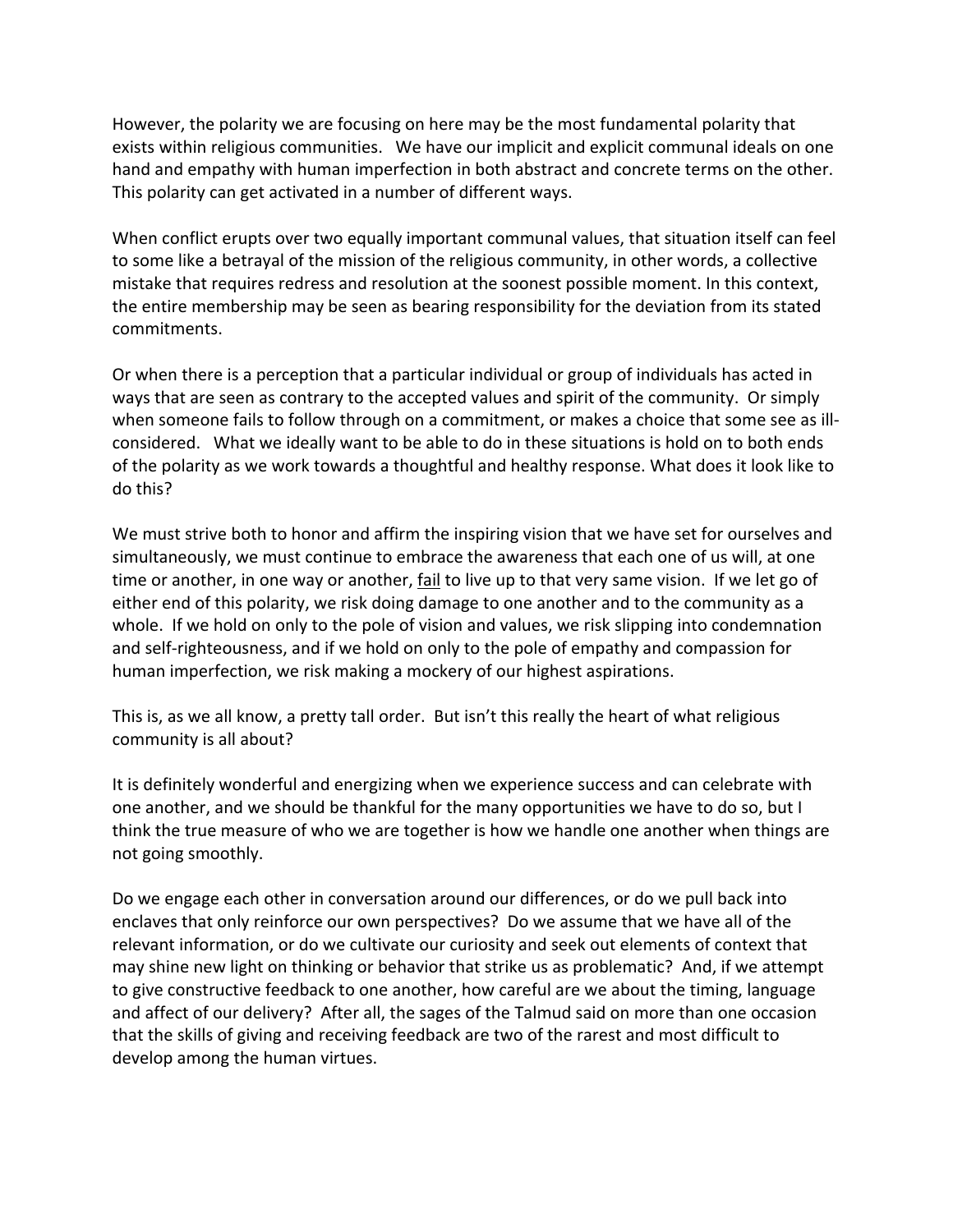However, the polarity we are focusing on here may be the most fundamental polarity that exists within religious communities. We have our implicit and explicit communal ideals on one hand and empathy with human imperfection in both abstract and concrete terms on the other. This polarity can get activated in a number of different ways.

When conflict erupts over two equally important communal values, that situation itself can feel to some like a betrayal of the mission of the religious community, in other words, a collective mistake that requires redress and resolution at the soonest possible moment. In this context, the entire membership may be seen as bearing responsibility for the deviation from its stated commitments.

Or when there is a perception that a particular individual or group of individuals has acted in ways that are seen as contrary to the accepted values and spirit of the community. Or simply when someone fails to follow through on a commitment, or makes a choice that some see as ill-considered. What we ideally want to be able to do in these situations is hold on to both ends of the polarity as we work towards a thoughtful and healthy response. What does it look like to do this?

We must strive both to honor and affirm the inspiring vision that we have set for ourselves and simultaneously, we must continue to embrace the awareness that each one of us will, at one time or another, in one way or another, <u>fail</u> to live up to that very same vision. If we let go of either end of this polarity, we risk doing damage to one another and to the community as a whole. If we hold on only to the pole of vision and values, we risk slipping into condemnation and self-righteousness, and if we hold on only to the pole of empathy and compassion for human imperfection, we risk making a mockery of our highest aspirations.

This is, as we all know, a pretty tall order. But isn't this really the heart of what religious community is all about?

It is definitely wonderful and energizing when we experience success and can celebrate with one another, and we should be thankful for the many opportunities we have to do so, but I think the true measure of who we are together is how we handle one another when things are not going smoothly.

Do we engage each other in conversation around our differences, or do we pull back into enclaves that only reinforce our own perspectives? Do we assume that we have all of the relevant information, or do we cultivate our curiosity and seek out elements of context that may shine new light on thinking or behavior that strike us as problematic? And, if we attempt to give constructive feedback to one another, how careful are we about the timing, language and affect of our delivery? After all, the sages of the Talmud said on more than one occasion that the skills of giving and receiving feedback are two of the rarest and most difficult to develop among the human virtues.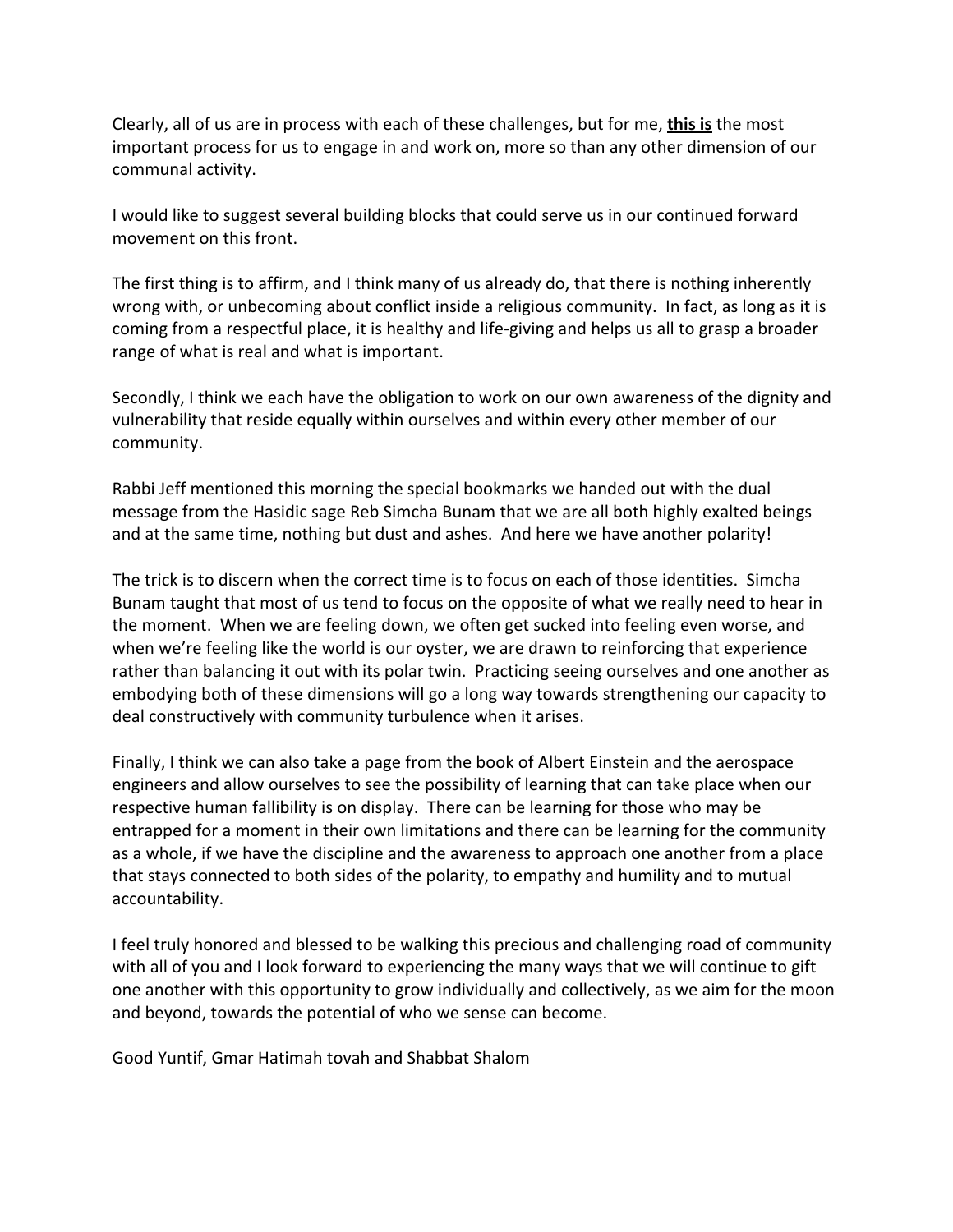Clearly, all of us are in process with each of these challenges, but for me, **<u>this is</u>** the most important process for us to engage in and work on, more so than any other dimension of our communal activity.

I would like to suggest several building blocks that could serve us in our continued forward movement on this front.

The first thing is to affirm, and I think many of us already do, that there is nothing inherently wrong with, or unbecoming about conflict inside a religious community. In fact, as long as it is coming from a respectful place, it is healthy and life-giving and helps us all to grasp a broader range of what is real and what is important.

Secondly, I think we each have the obligation to work on our own awareness of the dignity and vulnerability that reside equally within ourselves and within every other member of our community.

Rabbi Jeff mentioned this morning the special bookmarks we handed out with the dual message from the Hasidic sage Reb Simcha Bunam that we are all both highly exalted beings and at the same time, nothing but dust and ashes. And here we have another polarity!

The trick is to discern when the correct time is to focus on each of those identities. Simcha Bunam taught that most of us tend to focus on the opposite of what we really need to hear in the moment. When we are feeling down, we often get sucked into feeling even worse, and when we're feeling like the world is our oyster, we are drawn to reinforcing that experience rather than balancing it out with its polar twin. Practicing seeing ourselves and one another as embodying both of these dimensions will go a long way towards strengthening our capacity to deal constructively with community turbulence when it arises.

Finally, I think we can also take a page from the book of Albert Einstein and the aerospace engineers and allow ourselves to see the possibility of learning that can take place when our respective human fallibility is on display. There can be learning for those who may be entrapped for a moment in their own limitations and there can be learning for the community as a whole, if we have the discipline and the awareness to approach one another from a place that stays connected to both sides of the polarity, to empathy and humility and to mutual accountability.

I feel truly honored and blessed to be walking this precious and challenging road of community with all of you and I look forward to experiencing the many ways that we will continue to gift one another with this opportunity to grow individually and collectively, as we aim for the moon and beyond, towards the potential of who we sense can become.

Good Yuntif, Gmar Hatimah tovah and Shabbat Shalom